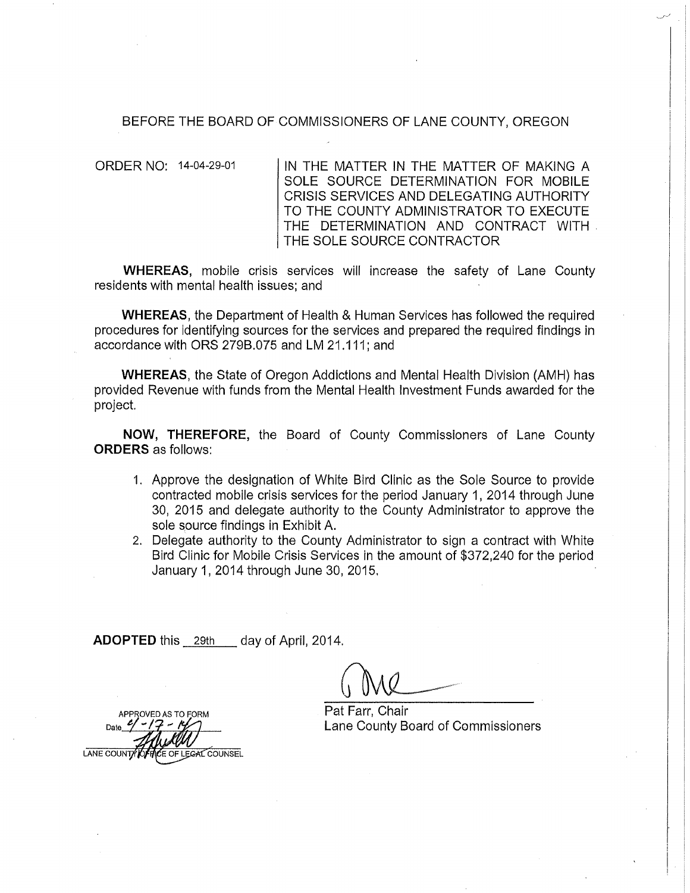BEFORE THE BOARD OF COMMISSIONERS OF LANE COUNTY, OREGON

ORDER NO: 14-04-29-01

IN THE MATTER IN THE MATTER OF MAKING A SOLE SOURCE DETERMINATION FOR MOBILE CRISIS SERVICES AND DELEGATING AUTHORITY TO THE COUNTY ADMINISTRATOR TO EXECUTE THE DETERMINATION AND CONTRACT WITH THE SOLE SOURCE CONTRACTOR

**WHEREAS,** mobile crisis services will increase the safety of Lane County residents with mental health issues; and

**WHEREAS,** the Department of Health & Human Services has followed the required procedures for identifying sources for the services and prepared the required findings in accordance with ORS 279B.075 and LM 21.111; and

**WHEREAS,** the State of Oregon Addictions and Mental Health Division (AMH) has provided Revenue with funds from the Mental Health Investment Funds awarded for the project.

**NOW, THEREFORE,** the Board of County Commissioners of Lane County **ORDERS** as follows:

1. Approve the designation of White Bird Clinic as the Sole Source to provide contracted mobile crisis services for the period January 1, 2014 through June 30, 2015 and delegate authority to the County Administrator to approve the sole source findings in Exhibit A.
2. Delegate authority to the County Administrator to sign a contract with White Bird Clinic for Mobile Crisis Services in the amount of $372,240 for the period January 1, 2014 through June 30, 2015.

**ADOPTED** this 29th day of April, 2014.

Pat Farr, Chair
Lane County Board of Commissioners

APPROVED AS TO FORM
Date 4-17-14
LANE COUNTY OFFICE OF LEGAL COUNSEL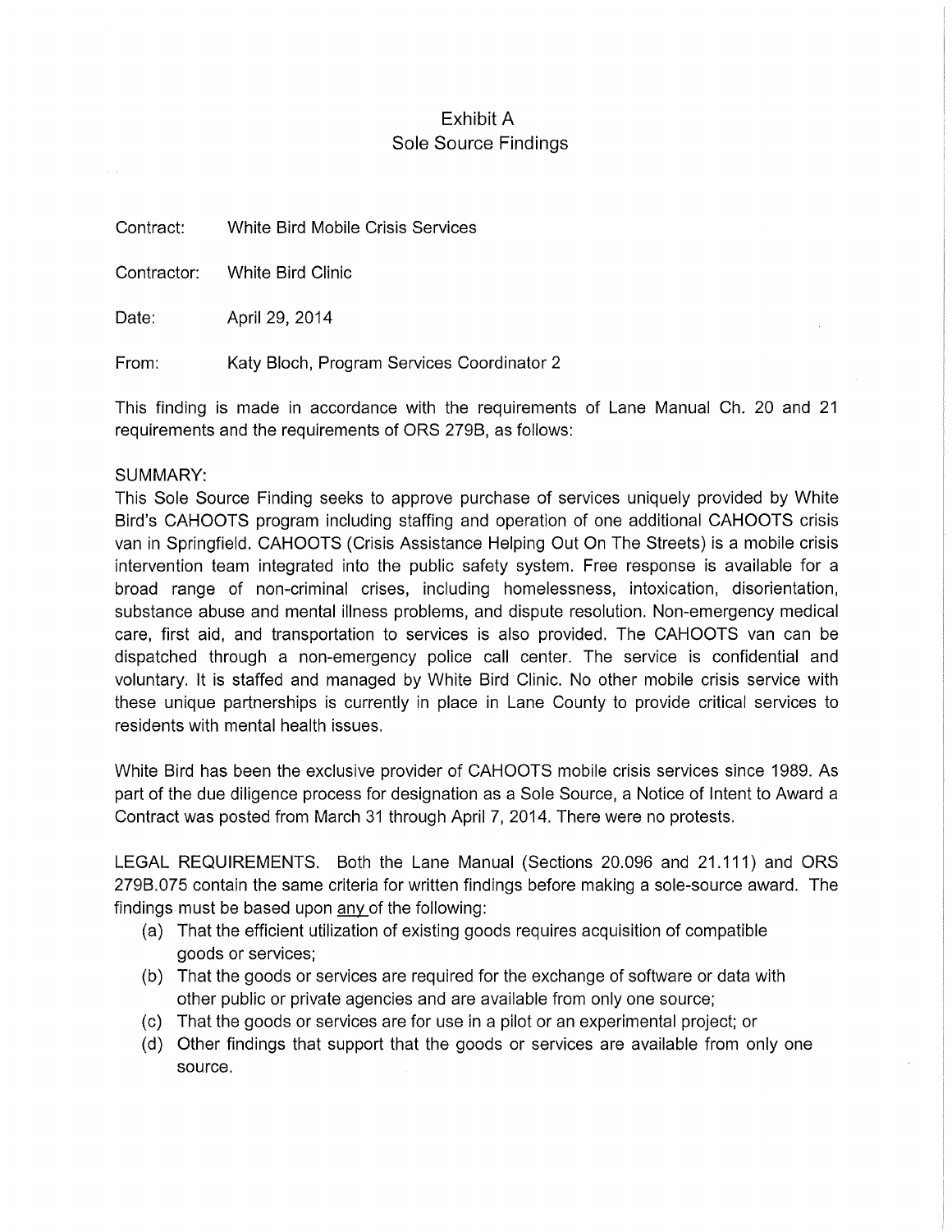# Exhibit A
## Sole Source Findings

Contract: White Bird Mobile Crisis Services

Contractor: White Bird Clinic

Date: April 29, 2014

From: Katy Bloch, Program Services Coordinator 2

This finding is made in accordance with the requirements of Lane Manual Ch. 20 and 21 requirements and the requirements of ORS 279B, as follows:

SUMMARY:
This Sole Source Finding seeks to approve purchase of services uniquely provided by White Bird's CAHOOTS program including staffing and operation of one additional CAHOOTS crisis van in Springfield. CAHOOTS (Crisis Assistance Helping Out On The Streets) is a mobile crisis intervention team integrated into the public safety system. Free response is available for a broad range of non-criminal crises, including homelessness, intoxication, disorientation, substance abuse and mental illness problems, and dispute resolution. Non-emergency medical care, first aid, and transportation to services is also provided. The CAHOOTS van can be dispatched through a non-emergency police call center. The service is confidential and voluntary. It is staffed and managed by White Bird Clinic. No other mobile crisis service with these unique partnerships is currently in place in Lane County to provide critical services to residents with mental health issues.

White Bird has been the exclusive provider of CAHOOTS mobile crisis services since 1989. As part of the due diligence process for designation as a Sole Source, a Notice of Intent to Award a Contract was posted from March 31 through April 7, 2014. There were no protests.

LEGAL REQUIREMENTS. Both the Lane Manual (Sections 20.096 and 21.111) and ORS 279B.075 contain the same criteria for written findings before making a sole-source award. The findings must be based upon <u>any</u> of the following:

(a) That the efficient utilization of existing goods requires acquisition of compatible goods or services;
(b) That the goods or services are required for the exchange of software or data with other public or private agencies and are available from only one source;
(c) That the goods or services are for use in a pilot or an experimental project; or
(d) Other findings that support that the goods or services are available from only one source.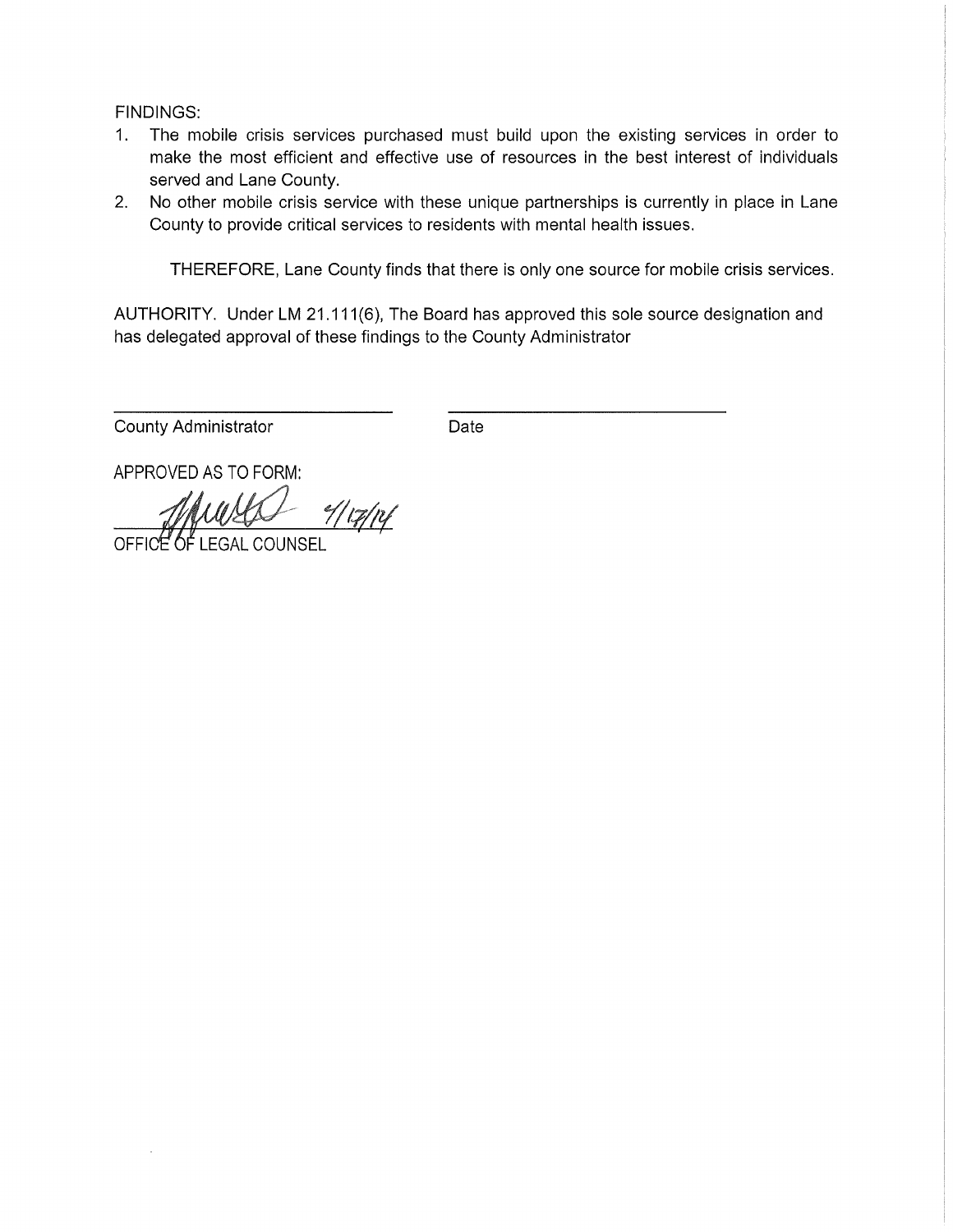FINDINGS:

1. The mobile crisis services purchased must build upon the existing services in order to make the most efficient and effective use of resources in the best interest of individuals served and Lane County.
2. No other mobile crisis service with these unique partnerships is currently in place in Lane County to provide critical services to residents with mental health issues.

THEREFORE, Lane County finds that there is only one source for mobile crisis services.

AUTHORITY. Under LM 21.111(6), The Board has approved this sole source designation and has delegated approval of these findings to the County Administrator

_______________________________ _______________________________

County Administrator Date

APPROVED AS TO FORM:

4/17/14

OFFICE OF LEGAL COUNSEL